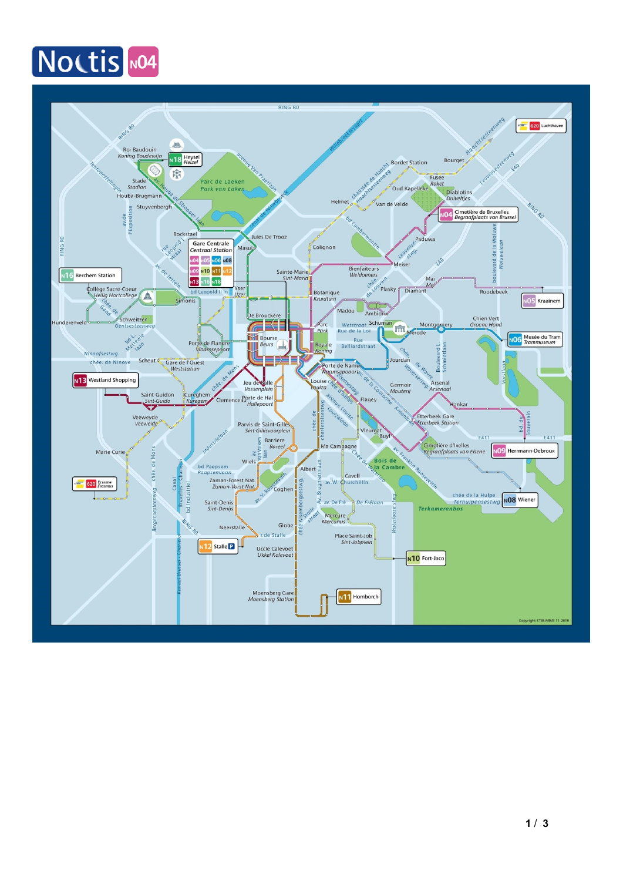# Noctis N04

RING R0

- N18 Heysel / Heizel
- Roi Baudouin / Koning Boudewijn
- Stade / Stadion
- Houba-Brugmann
- Stuyvenbergh
- Parc de Laeken / Park van Laken
- Bockstael
- Gare Centrale / Centraal Station: N04, N05, N06, N08, N09, N10, N11, N12, N13, N16, N18
- Masui
- Jules De Trooz
- Colignon
- Helmet
- Van de Velde
- Bordet Station
- Bourget
- Fusée / Raket
- Oud Kapelleke
- Diabolins / Duiveltjes
- N04 Cimetière de Bruxelles / Begraafplaats van Brussel
- 620 Luchthaven
- Paduwa
- Meiser
- Mai / Mei
- Diamant
- Roodebeek
- N05 Kraainem
- Plasky
- Bienfaiteurs / Weldoeners
- Sainte-Marie / Sint-Maria
- Botanique / Kruidtuin
- Yser / IJzer
- bd Leopold II ln
- N16 Berchem Station
- Collège Sacré-Coeur / Heilig Hartcollege
- Simonis
- Schweitzer
- Hunderenveld
- De Brouckère
- Bourse / Beurs
- Parc / Park
- Rue de la Loi / Wetstraat
- Schuman
- Madou
- Ambiorix
- Montgomery
- Merode
- Chien Vert / Groene Hond
- N06 Musée du Tram / Trammuseum
- Royale / Koning
- Rue Belliardstraat
- Jourdan
- Porte de Flandre / Vlaamsepoort
- Gare de l'Ouest / Weststation
- Scheut
- N13 Westland Shopping
- Saint-Guidon / Sint-Guido
- Cureghem / Kuregem
- Clemenceau
- Jeu de Balle / Vossenplein
- Porte de Hal / Hallepoort
- Porte de Namur / Naamsepoort
- Louise / Louiza
- Germoir / Mouterij
- Arsenal / Arsenaal
- Flagey
- Hankar
- Etterbeek Gare / Etterbeek Station
- Veeweyde / Veeweide
- Parvis de Saint-Gilles / Sint-Gillisvoorplein
- Barrière / Bareel
- Vleurgat
- Buyl
- Cimetière d'Ixelles / Begraafplaats van Elsene
- N09 Herrmann-Debroux
- Marie Curie
- 620 Erasme / Erasmus
- Wiels
- Albert
- Ma Campagne
- Bois de la Cambre
- bd Paepsem / Paapsemlaan
- Zaman-Forest Nat. / Zaman-Vorst Nat.
- Coghen
- Cavell
- av. W. Churchilllln.
- av. De Frè
- De Fréleaun
- Mercure / Mercurius
- Saint-Denis / Sint-Denijs
- Neerstalle
- Globe
- r. de Stalle
- N12 Stalle P
- Uccle Calevoet / Ukkel Kalevoet
- Place Saint-Job / Sint-Jobplein
- N10 Fort-Jaco
- chée de la Hulpe / Terhulpensesteenweg
- N08 Wiener
- Terkamerenbos
- Moensberg Gare / Moensberg Station
- N11 Homborch

Copyright STIB-MIVB 11-2019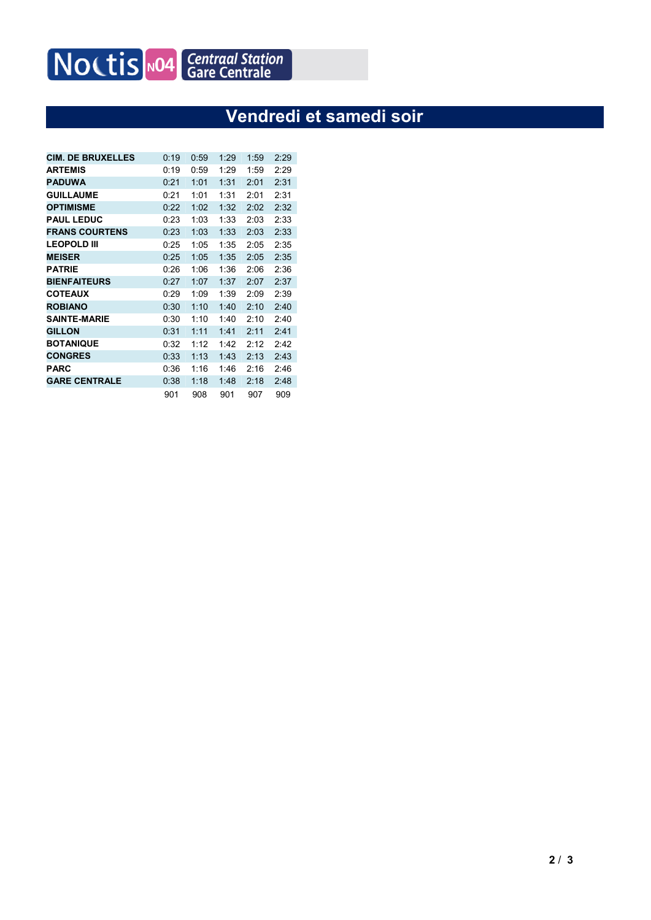Noctis N04 Centraal Station Gare Centrale

# Vendredi et samedi soir

| | | | | | |
|---|---|---|---|---|---|
| **CIM. DE BRUXELLES** | 0:19 | 0:59 | 1:29 | 1:59 | 2:29 |
| **ARTEMIS** | 0:19 | 0:59 | 1:29 | 1:59 | 2:29 |
| **PADUWA** | 0:21 | 1:01 | 1:31 | 2:01 | 2:31 |
| **GUILLAUME** | 0:21 | 1:01 | 1:31 | 2:01 | 2:31 |
| **OPTIMISME** | 0:22 | 1:02 | 1:32 | 2:02 | 2:32 |
| **PAUL LEDUC** | 0:23 | 1:03 | 1:33 | 2:03 | 2:33 |
| **FRANS COURTENS** | 0:23 | 1:03 | 1:33 | 2:03 | 2:33 |
| **LEOPOLD III** | 0:25 | 1:05 | 1:35 | 2:05 | 2:35 |
| **MEISER** | 0:25 | 1:05 | 1:35 | 2:05 | 2:35 |
| **PATRIE** | 0:26 | 1:06 | 1:36 | 2:06 | 2:36 |
| **BIENFAITEURS** | 0:27 | 1:07 | 1:37 | 2:07 | 2:37 |
| **COTEAUX** | 0:29 | 1:09 | 1:39 | 2:09 | 2:39 |
| **ROBIANO** | 0:30 | 1:10 | 1:40 | 2:10 | 2:40 |
| **SAINTE-MARIE** | 0:30 | 1:10 | 1:40 | 2:10 | 2:40 |
| **GILLON** | 0:31 | 1:11 | 1:41 | 2:11 | 2:41 |
| **BOTANIQUE** | 0:32 | 1:12 | 1:42 | 2:12 | 2:42 |
| **CONGRES** | 0:33 | 1:13 | 1:43 | 2:13 | 2:43 |
| **PARC** | 0:36 | 1:16 | 1:46 | 2:16 | 2:46 |
| **GARE CENTRALE** | 0:38 | 1:18 | 1:48 | 2:18 | 2:48 |
| | 901 | 908 | 901 | 907 | 909 |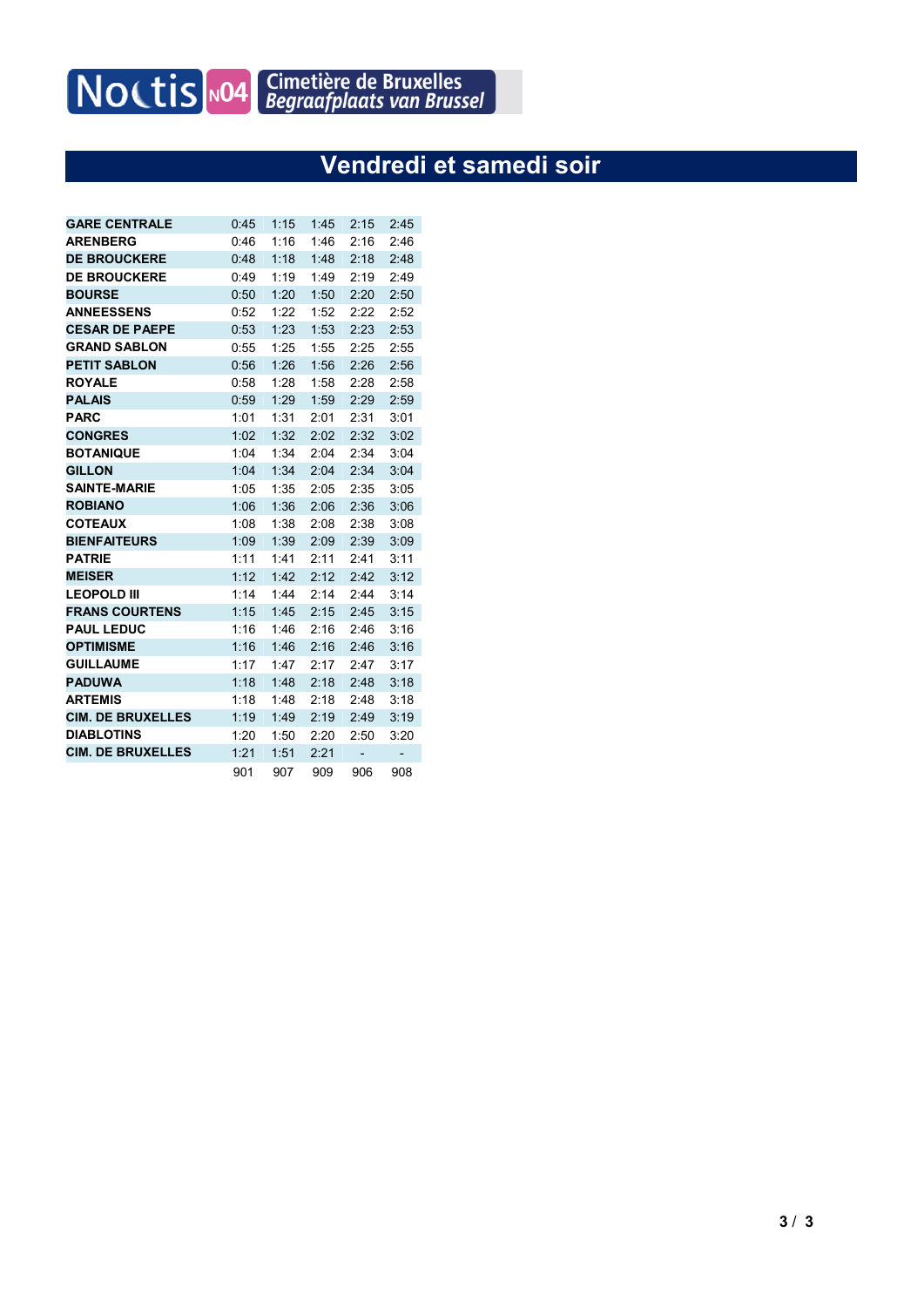Noctis N04 Cimetière de Bruxelles / Begraafplaats van Brussel

## Vendredi et samedi soir

| | | | | | |
|---|---|---|---|---|---|
| GARE CENTRALE | 0:45 | 1:15 | 1:45 | 2:15 | 2:45 |
| ARENBERG | 0:46 | 1:16 | 1:46 | 2:16 | 2:46 |
| DE BROUCKERE | 0:48 | 1:18 | 1:48 | 2:18 | 2:48 |
| DE BROUCKERE | 0:49 | 1:19 | 1:49 | 2:19 | 2:49 |
| BOURSE | 0:50 | 1:20 | 1:50 | 2:20 | 2:50 |
| ANNEESSENS | 0:52 | 1:22 | 1:52 | 2:22 | 2:52 |
| CESAR DE PAEPE | 0:53 | 1:23 | 1:53 | 2:23 | 2:53 |
| GRAND SABLON | 0:55 | 1:25 | 1:55 | 2:25 | 2:55 |
| PETIT SABLON | 0:56 | 1:26 | 1:56 | 2:26 | 2:56 |
| ROYALE | 0:58 | 1:28 | 1:58 | 2:28 | 2:58 |
| PALAIS | 0:59 | 1:29 | 1:59 | 2:29 | 2:59 |
| PARC | 1:01 | 1:31 | 2:01 | 2:31 | 3:01 |
| CONGRES | 1:02 | 1:32 | 2:02 | 2:32 | 3:02 |
| BOTANIQUE | 1:04 | 1:34 | 2:04 | 2:34 | 3:04 |
| GILLON | 1:04 | 1:34 | 2:04 | 2:34 | 3:04 |
| SAINTE-MARIE | 1:05 | 1:35 | 2:05 | 2:35 | 3:05 |
| ROBIANO | 1:06 | 1:36 | 2:06 | 2:36 | 3:06 |
| COTEAUX | 1:08 | 1:38 | 2:08 | 2:38 | 3:08 |
| BIENFAITEURS | 1:09 | 1:39 | 2:09 | 2:39 | 3:09 |
| PATRIE | 1:11 | 1:41 | 2:11 | 2:41 | 3:11 |
| MEISER | 1:12 | 1:42 | 2:12 | 2:42 | 3:12 |
| LEOPOLD III | 1:14 | 1:44 | 2:14 | 2:44 | 3:14 |
| FRANS COURTENS | 1:15 | 1:45 | 2:15 | 2:45 | 3:15 |
| PAUL LEDUC | 1:16 | 1:46 | 2:16 | 2:46 | 3:16 |
| OPTIMISME | 1:16 | 1:46 | 2:16 | 2:46 | 3:16 |
| GUILLAUME | 1:17 | 1:47 | 2:17 | 2:47 | 3:17 |
| PADUWA | 1:18 | 1:48 | 2:18 | 2:48 | 3:18 |
| ARTEMIS | 1:18 | 1:48 | 2:18 | 2:48 | 3:18 |
| CIM. DE BRUXELLES | 1:19 | 1:49 | 2:19 | 2:49 | 3:19 |
| DIABLOTINS | 1:20 | 1:50 | 2:20 | 2:50 | 3:20 |
| CIM. DE BRUXELLES | 1:21 | 1:51 | 2:21 | - | - |
| | 901 | 907 | 909 | 906 | 908 |